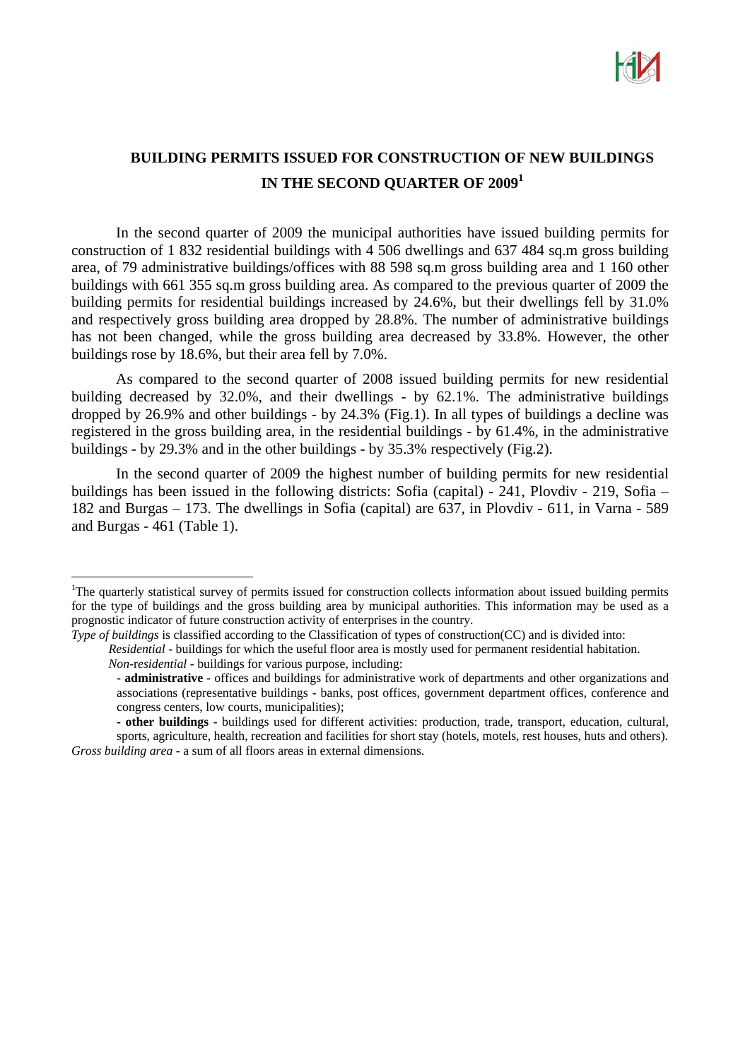# BUILDING PERMITS ISSUED FOR CONSTRUCTION OF NEW BUILDINGS IN THE SECOND QUARTER OF 2009[1]

In the second quarter of 2009 the municipal authorities have issued building permits for construction of 1 832 residential buildings with 4 506 dwellings and 637 484 sq.m gross building area, of 79 administrative buildings/offices with 88 598 sq.m gross building area and 1 160 other buildings with 661 355 sq.m gross building area. As compared to the previous quarter of 2009 the building permits for residential buildings increased by 24.6%, but their dwellings fell by 31.0% and respectively gross building area dropped by 28.8%. The number of administrative buildings has not been changed, while the gross building area decreased by 33.8%. However, the other buildings rose by 18.6%, but their area fell by 7.0%.

As compared to the second quarter of 2008 issued building permits for new residential building decreased by 32.0%, and their dwellings - by 62.1%. The administrative buildings dropped by 26.9% and other buildings - by 24.3% (Fig.1). In all types of buildings a decline was registered in the gross building area, in the residential buildings - by 61.4%, in the administrative buildings - by 29.3% and in the other buildings - by 35.3% respectively (Fig.2).

In the second quarter of 2009 the highest number of building permits for new residential buildings has been issued in the following districts: Sofia (capital) - 241, Plovdiv - 219, Sofia – 182 and Burgas – 173. The dwellings in Sofia (capital) are 637, in Plovdiv - 611, in Varna - 589 and Burgas - 461 (Table 1).

---

[1]The quarterly statistical survey of permits issued for construction collects information about issued building permits for the type of buildings and the gross building area by municipal authorities. This information may be used as a prognostic indicator of future construction activity of enterprises in the country.

*Type of buildings* is classified according to the Classification of types of construction(CC) and is divided into:

*Residential* - buildings for which the useful floor area is mostly used for permanent residential habitation.

*Non-residential* - buildings for various purpose, including:

- **administrative** - offices and buildings for administrative work of departments and other organizations and associations (representative buildings - banks, post offices, government department offices, conference and congress centers, low courts, municipalities);
- **other buildings** - buildings used for different activities: production, trade, transport, education, cultural, sports, agriculture, health, recreation and facilities for short stay (hotels, motels, rest houses, huts and others).

*Gross building area* - a sum of all floors areas in external dimensions.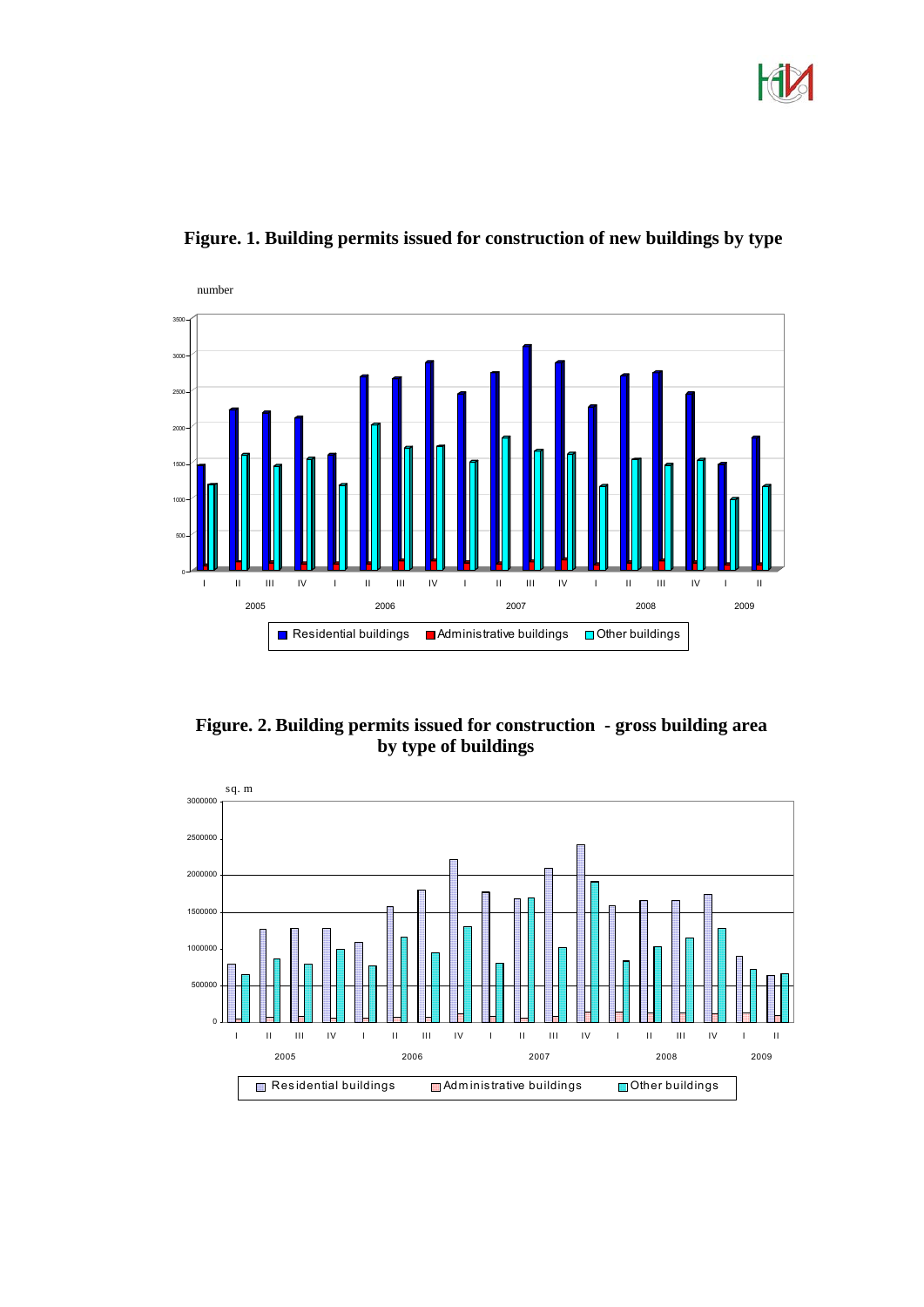**Figure. 1. Building permits issued for construction of new buildings by type**

**Figure. 2. Building permits issued for construction - gross building area by type of buildings**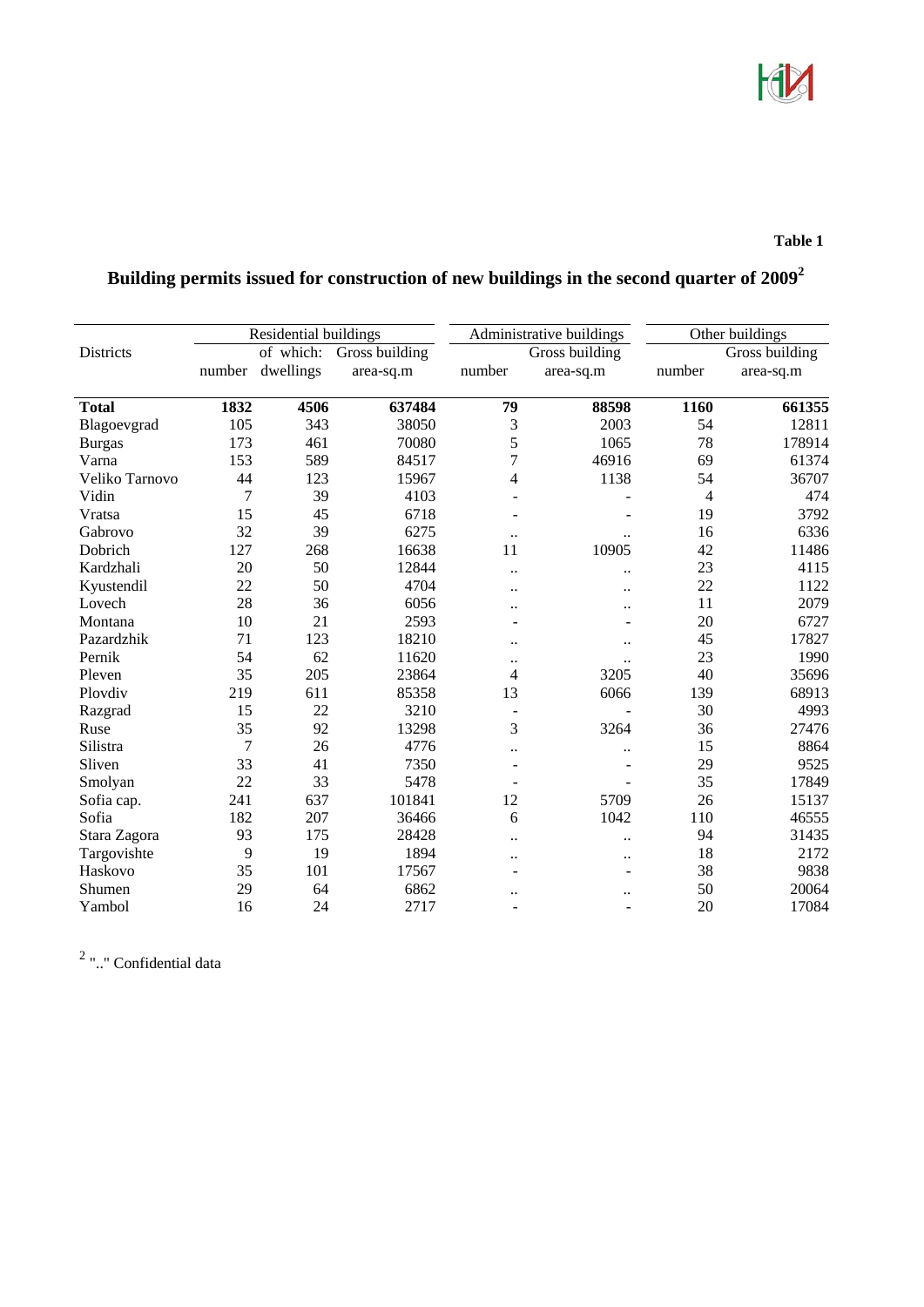**Table 1**

## Building permits issued for construction of new buildings in the second quarter of 2009[2]

| Districts | Residential buildings | | | Administrative buildings | | Other buildings | |
|---|---|---|---|---|---|---|---|
| | number | of which: dwellings | Gross building area-sq.m | number | Gross building area-sq.m | number | Gross building area-sq.m |
| **Total** | **1832** | **4506** | **637484** | **79** | **88598** | **1160** | **661355** |
| Blagoevgrad | 105 | 343 | 38050 | 3 | 2003 | 54 | 12811 |
| Burgas | 173 | 461 | 70080 | 5 | 1065 | 78 | 178914 |
| Varna | 153 | 589 | 84517 | 7 | 46916 | 69 | 61374 |
| Veliko Tarnovo | 44 | 123 | 15967 | 4 | 1138 | 54 | 36707 |
| Vidin | 7 | 39 | 4103 | - | - | 4 | 474 |
| Vratsa | 15 | 45 | 6718 | - | - | 19 | 3792 |
| Gabrovo | 32 | 39 | 6275 | .. | .. | 16 | 6336 |
| Dobrich | 127 | 268 | 16638 | 11 | 10905 | 42 | 11486 |
| Kardzhali | 20 | 50 | 12844 | .. | .. | 23 | 4115 |
| Kyustendil | 22 | 50 | 4704 | .. | .. | 22 | 1122 |
| Lovech | 28 | 36 | 6056 | .. | .. | 11 | 2079 |
| Montana | 10 | 21 | 2593 | - | - | 20 | 6727 |
| Pazardzhik | 71 | 123 | 18210 | .. | .. | 45 | 17827 |
| Pernik | 54 | 62 | 11620 | .. | .. | 23 | 1990 |
| Pleven | 35 | 205 | 23864 | 4 | 3205 | 40 | 35696 |
| Plovdiv | 219 | 611 | 85358 | 13 | 6066 | 139 | 68913 |
| Razgrad | 15 | 22 | 3210 | - | - | 30 | 4993 |
| Ruse | 35 | 92 | 13298 | 3 | 3264 | 36 | 27476 |
| Silistra | 7 | 26 | 4776 | .. | .. | 15 | 8864 |
| Sliven | 33 | 41 | 7350 | - | - | 29 | 9525 |
| Smolyan | 22 | 33 | 5478 | - | - | 35 | 17849 |
| Sofia cap. | 241 | 637 | 101841 | 12 | 5709 | 26 | 15137 |
| Sofia | 182 | 207 | 36466 | 6 | 1042 | 110 | 46555 |
| Stara Zagora | 93 | 175 | 28428 | .. | .. | 94 | 31435 |
| Targovishte | 9 | 19 | 1894 | .. | .. | 18 | 2172 |
| Haskovo | 35 | 101 | 17567 | - | - | 38 | 9838 |
| Shumen | 29 | 64 | 6862 | .. | .. | 50 | 20064 |
| Yambol | 16 | 24 | 2717 | - | - | 20 | 17084 |

[2] ".." Confidential data